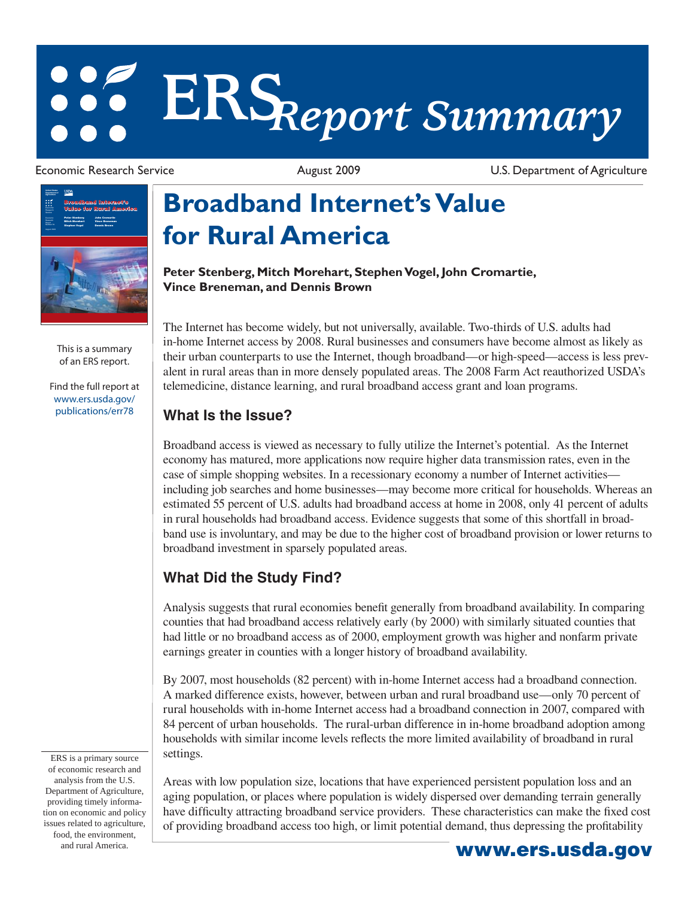# ERS *Report Summary*

Economic Research Service August 2009 U.S. Department of Agriculture

This is a summary of an ERS report.

Find the full report at www.ers.usda.gov/publications/err78

# Broadband Internet's Value for Rural America

**Peter Stenberg, Mitch Morehart, Stephen Vogel, John Cromartie, Vince Breneman, and Dennis Brown**

The Internet has become widely, but not universally, available. Two-thirds of U.S. adults had in-home Internet access by 2008. Rural businesses and consumers have become almost as likely as their urban counterparts to use the Internet, though broadband—or high-speed—access is less prevalent in rural areas than in more densely populated areas. The 2008 Farm Act reauthorized USDA's telemedicine, distance learning, and rural broadband access grant and loan programs.

## What Is the Issue?

Broadband access is viewed as necessary to fully utilize the Internet's potential. As the Internet economy has matured, more applications now require higher data transmission rates, even in the case of simple shopping websites. In a recessionary economy a number of Internet activities—including job searches and home businesses—may become more critical for households. Whereas an estimated 55 percent of U.S. adults had broadband access at home in 2008, only 41 percent of adults in rural households had broadband access. Evidence suggests that some of this shortfall in broadband use is involuntary, and may be due to the higher cost of broadband provision or lower returns to broadband investment in sparsely populated areas.

## What Did the Study Find?

Analysis suggests that rural economies benefit generally from broadband availability. In comparing counties that had broadband access relatively early (by 2000) with similarly situated counties that had little or no broadband access as of 2000, employment growth was higher and nonfarm private earnings greater in counties with a longer history of broadband availability.

By 2007, most households (82 percent) with in-home Internet access had a broadband connection. A marked difference exists, however, between urban and rural broadband use—only 70 percent of rural households with in-home Internet access had a broadband connection in 2007, compared with 84 percent of urban households. The rural-urban difference in in-home broadband adoption among households with similar income levels reflects the more limited availability of broadband in rural settings.

Areas with low population size, locations that have experienced persistent population loss and an aging population, or places where population is widely dispersed over demanding terrain generally have difficulty attracting broadband service providers. These characteristics can make the fixed cost of providing broadband access too high, or limit potential demand, thus depressing the profitability

ERS is a primary source of economic research and analysis from the U.S. Department of Agriculture, providing timely information on economic and policy issues related to agriculture, food, the environment, and rural America.

**www.ers.usda.gov**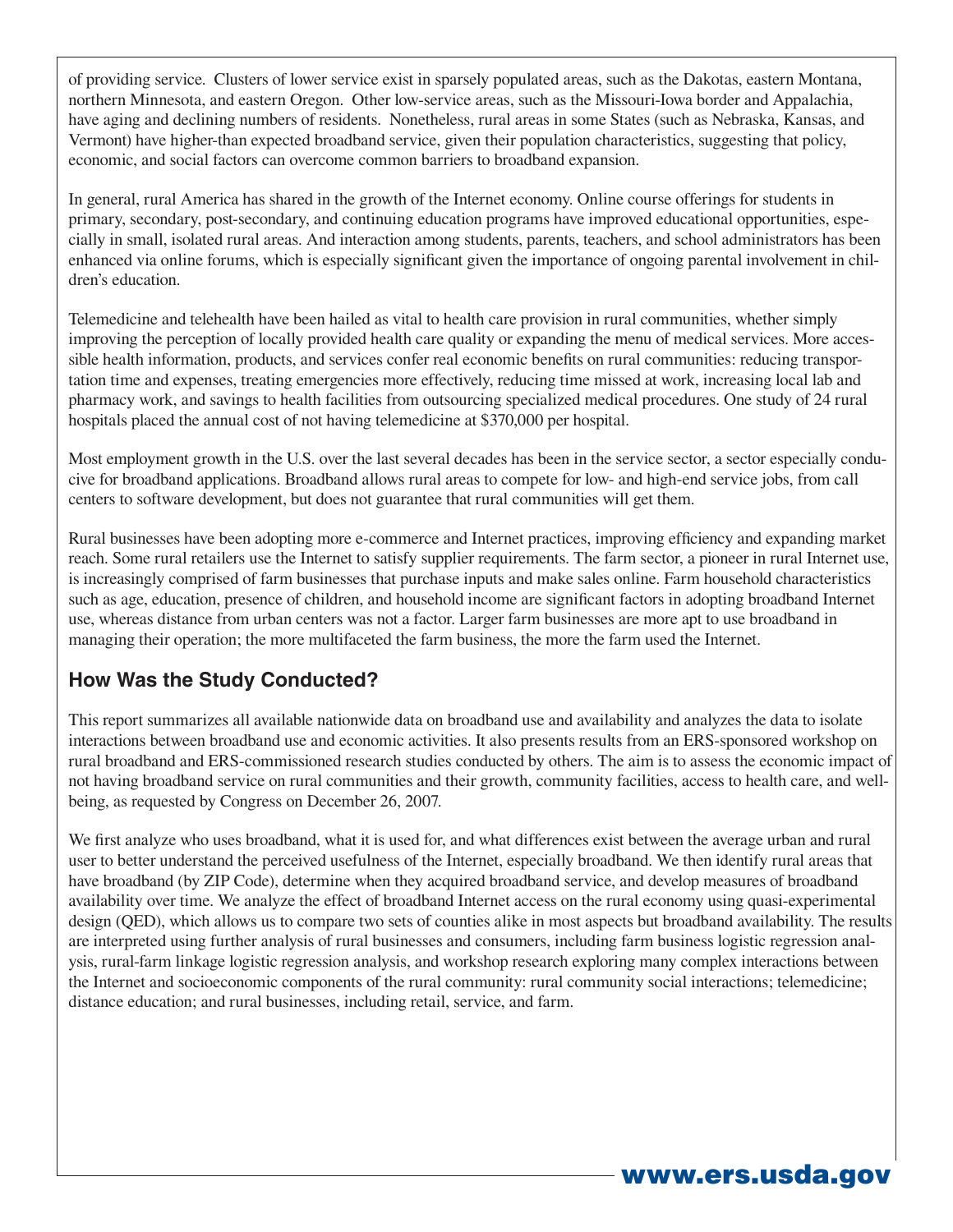of providing service. Clusters of lower service exist in sparsely populated areas, such as the Dakotas, eastern Montana, northern Minnesota, and eastern Oregon. Other low-service areas, such as the Missouri-Iowa border and Appalachia, have aging and declining numbers of residents. Nonetheless, rural areas in some States (such as Nebraska, Kansas, and Vermont) have higher-than expected broadband service, given their population characteristics, suggesting that policy, economic, and social factors can overcome common barriers to broadband expansion.

In general, rural America has shared in the growth of the Internet economy. Online course offerings for students in primary, secondary, post-secondary, and continuing education programs have improved educational opportunities, especially in small, isolated rural areas. And interaction among students, parents, teachers, and school administrators has been enhanced via online forums, which is especially significant given the importance of ongoing parental involvement in children's education.

Telemedicine and telehealth have been hailed as vital to health care provision in rural communities, whether simply improving the perception of locally provided health care quality or expanding the menu of medical services. More accessible health information, products, and services confer real economic benefits on rural communities: reducing transportation time and expenses, treating emergencies more effectively, reducing time missed at work, increasing local lab and pharmacy work, and savings to health facilities from outsourcing specialized medical procedures. One study of 24 rural hospitals placed the annual cost of not having telemedicine at $370,000 per hospital.

Most employment growth in the U.S. over the last several decades has been in the service sector, a sector especially conducive for broadband applications. Broadband allows rural areas to compete for low- and high-end service jobs, from call centers to software development, but does not guarantee that rural communities will get them.

Rural businesses have been adopting more e-commerce and Internet practices, improving efficiency and expanding market reach. Some rural retailers use the Internet to satisfy supplier requirements. The farm sector, a pioneer in rural Internet use, is increasingly comprised of farm businesses that purchase inputs and make sales online. Farm household characteristics such as age, education, presence of children, and household income are significant factors in adopting broadband Internet use, whereas distance from urban centers was not a factor. Larger farm businesses are more apt to use broadband in managing their operation; the more multifaceted the farm business, the more the farm used the Internet.

## How Was the Study Conducted?

This report summarizes all available nationwide data on broadband use and availability and analyzes the data to isolate interactions between broadband use and economic activities. It also presents results from an ERS-sponsored workshop on rural broadband and ERS-commissioned research studies conducted by others. The aim is to assess the economic impact of not having broadband service on rural communities and their growth, community facilities, access to health care, and wellbeing, as requested by Congress on December 26, 2007.

We first analyze who uses broadband, what it is used for, and what differences exist between the average urban and rural user to better understand the perceived usefulness of the Internet, especially broadband. We then identify rural areas that have broadband (by ZIP Code), determine when they acquired broadband service, and develop measures of broadband availability over time. We analyze the effect of broadband Internet access on the rural economy using quasi-experimental design (QED), which allows us to compare two sets of counties alike in most aspects but broadband availability. The results are interpreted using further analysis of rural businesses and consumers, including farm business logistic regression analysis, rural-farm linkage logistic regression analysis, and workshop research exploring many complex interactions between the Internet and socioeconomic components of the rural community: rural community social interactions; telemedicine; distance education; and rural businesses, including retail, service, and farm.

www.ers.usda.gov